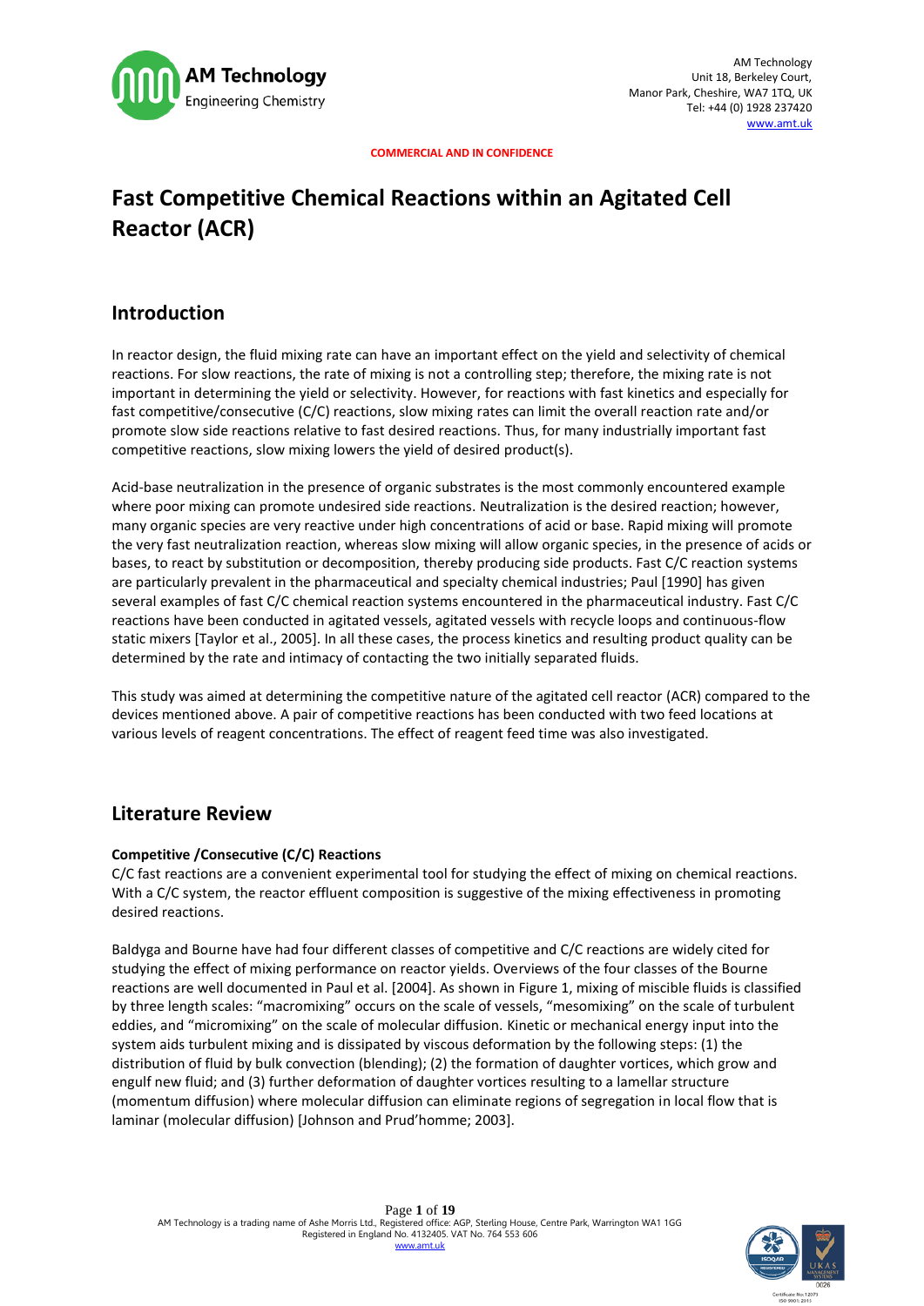**COMMERCIAL AND IN CONFIDENCE**

# Fast Competitive Chemical Reactions within an Agitated Cell Reactor (ACR)

## Introduction

In reactor design, the fluid mixing rate can have an important effect on the yield and selectivity of chemical reactions. For slow reactions, the rate of mixing is not a controlling step; therefore, the mixing rate is not important in determining the yield or selectivity. However, for reactions with fast kinetics and especially for fast competitive/consecutive (C/C) reactions, slow mixing rates can limit the overall reaction rate and/or promote slow side reactions relative to fast desired reactions. Thus, for many industrially important fast competitive reactions, slow mixing lowers the yield of desired product(s).

Acid-base neutralization in the presence of organic substrates is the most commonly encountered example where poor mixing can promote undesired side reactions. Neutralization is the desired reaction; however, many organic species are very reactive under high concentrations of acid or base. Rapid mixing will promote the very fast neutralization reaction, whereas slow mixing will allow organic species, in the presence of acids or bases, to react by substitution or decomposition, thereby producing side products. Fast C/C reaction systems are particularly prevalent in the pharmaceutical and specialty chemical industries; Paul [1990] has given several examples of fast C/C chemical reaction systems encountered in the pharmaceutical industry. Fast C/C reactions have been conducted in agitated vessels, agitated vessels with recycle loops and continuous-flow static mixers [Taylor et al., 2005]. In all these cases, the process kinetics and resulting product quality can be determined by the rate and intimacy of contacting the two initially separated fluids.

This study was aimed at determining the competitive nature of the agitated cell reactor (ACR) compared to the devices mentioned above. A pair of competitive reactions has been conducted with two feed locations at various levels of reagent concentrations. The effect of reagent feed time was also investigated.

## Literature Review

### Competitive /Consecutive (C/C) Reactions

C/C fast reactions are a convenient experimental tool for studying the effect of mixing on chemical reactions. With a C/C system, the reactor effluent composition is suggestive of the mixing effectiveness in promoting desired reactions.

Baldyga and Bourne have had four different classes of competitive and C/C reactions are widely cited for studying the effect of mixing performance on reactor yields. Overviews of the four classes of the Bourne reactions are well documented in Paul et al. [2004]. As shown in Figure 1, mixing of miscible fluids is classified by three length scales: "macromixing" occurs on the scale of vessels, "mesomixing" on the scale of turbulent eddies, and "micromixing" on the scale of molecular diffusion. Kinetic or mechanical energy input into the system aids turbulent mixing and is dissipated by viscous deformation by the following steps: (1) the distribution of fluid by bulk convection (blending); (2) the formation of daughter vortices, which grow and engulf new fluid; and (3) further deformation of daughter vortices resulting to a lamellar structure (momentum diffusion) where molecular diffusion can eliminate regions of segregation in local flow that is laminar (molecular diffusion) [Johnson and Prud'homme; 2003].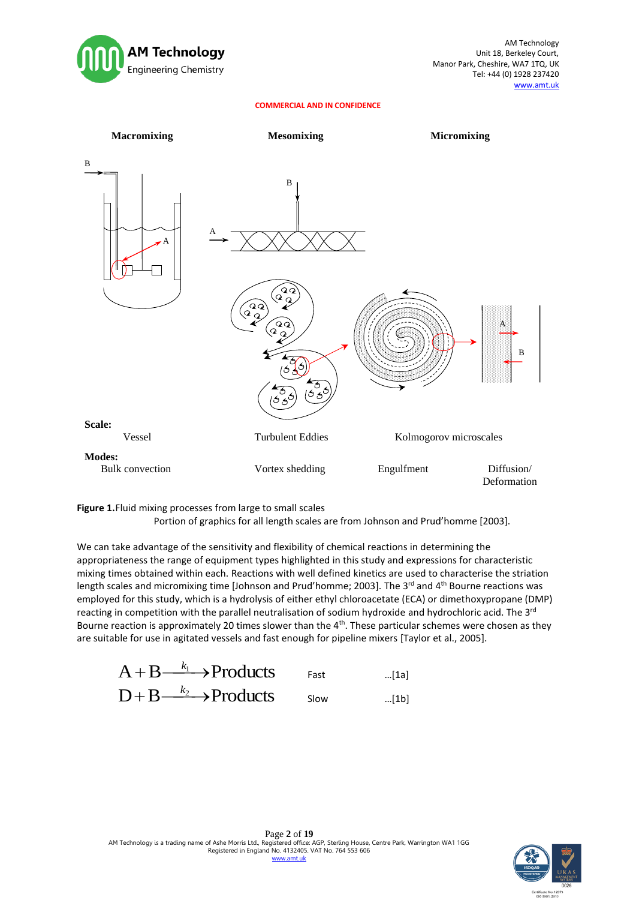Macromixing | Mesomixing | Micromixing

**Scale:**
Vessel | Turbulent Eddies | Kolmogorov microscales

**Modes:**
Bulk convection | Vortex shedding | Engulfment | Diffusion/ Deformation

**Figure 1.** Fluid mixing processes from large to small scales
Portion of graphics for all length scales are from Johnson and Prud'homme [2003].

We can take advantage of the sensitivity and flexibility of chemical reactions in determining the appropriateness the range of equipment types highlighted in this study and expressions for characteristic mixing times obtained within each. Reactions with well defined kinetics are used to characterise the striation length scales and micromixing time [Johnson and Prud'homme; 2003]. The 3rd and 4th Bourne reactions was employed for this study, which is a hydrolysis of either ethyl chloroacetate (ECA) or dimethoxypropane (DMP) reacting in competition with the parallel neutralisation of sodium hydroxide and hydrochloric acid. The 3rd Bourne reaction is approximately 20 times slower than the 4th. These particular schemes were chosen as they are suitable for use in agitated vessels and fast enough for pipeline mixers [Taylor et al., 2005].

$$\mathrm{A} + \mathrm{B} \xrightarrow{k_1} \mathrm{Products} \qquad \text{Fast} \qquad \text{...[1a]}$$

$$\mathrm{D} + \mathrm{B} \xrightarrow{k_2} \mathrm{Products} \qquad \text{Slow} \qquad \text{...[1b]}$$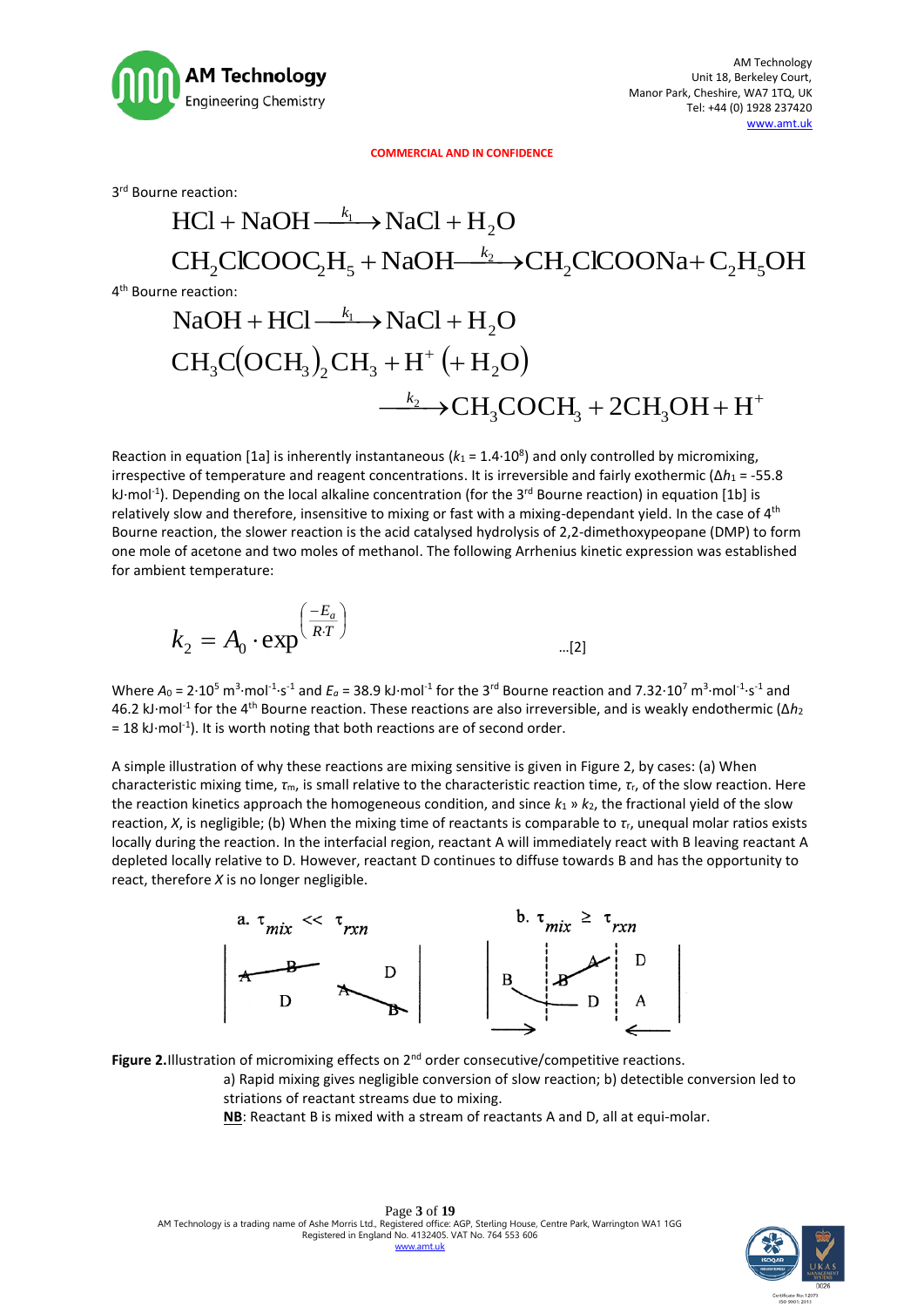**COMMERCIAL AND IN CONFIDENCE**

3rd Bourne reaction:

$$\mathrm{HCl + NaOH \xrightarrow{k_1} NaCl + H_2O}$$

$$\mathrm{CH_2ClCOOC_2H_5 + NaOH \xrightarrow{k_2} CH_2ClCOONa + C_2H_5OH}$$

4th Bourne reaction:

$$\mathrm{NaOH + HCl \xrightarrow{k_1} NaCl + H_2O}$$

$$\mathrm{CH_3C(OCH_3)_2CH_3 + H^+ \,(+H_2O)}$$

$$\mathrm{\xrightarrow{k_2} CH_3COCH_3 + 2CH_3OH + H^+}$$

Reaction in equation [1a] is inherently instantaneous ($k_1 = 1.4 \cdot 10^8$) and only controlled by micromixing, irrespective of temperature and reagent concentrations. It is irreversible and fairly exothermic ($\Delta h_1 = -55.8$ kJ·mol$^{-1}$). Depending on the local alkaline concentration (for the 3rd Bourne reaction) in equation [1b] is relatively slow and therefore, insensitive to mixing or fast with a mixing-dependant yield. In the case of 4th Bourne reaction, the slower reaction is the acid catalysed hydrolysis of 2,2-dimethoxypeopane (DMP) to form one mole of acetone and two moles of methanol. The following Arrhenius kinetic expression was established for ambient temperature:

$$k_2 = A_0 \cdot \exp^{\left(\frac{-E_a}{R \cdot T}\right)} \qquad \text{...[2]}$$

Where $A_0 = 2 \cdot 10^5$ m$^3$·mol$^{-1}$·s$^{-1}$ and $E_a = 38.9$ kJ·mol$^{-1}$ for the 3rd Bourne reaction and $7.32 \cdot 10^7$ m$^3$·mol$^{-1}$·s$^{-1}$ and 46.2 kJ·mol$^{-1}$ for the 4th Bourne reaction. These reactions are also irreversible, and is weakly endothermic ($\Delta h_2 = 18$ kJ·mol$^{-1}$). It is worth noting that both reactions are of second order.

A simple illustration of why these reactions are mixing sensitive is given in Figure 2, by cases: (a) When characteristic mixing time, $\tau_m$, is small relative to the characteristic reaction time, $\tau_r$, of the slow reaction. Here the reaction kinetics approach the homogeneous condition, and since $k_1 \gg k_2$, the fractional yield of the slow reaction, $X$, is negligible; (b) When the mixing time of reactants is comparable to $\tau_r$, unequal molar ratios exists locally during the reaction. In the interfacial region, reactant A will immediately react with B leaving reactant A depleted locally relative to D. However, reactant D continues to diffuse towards B and has the opportunity to react, therefore $X$ is no longer negligible.

a. $\tau_{mix} \ll \tau_{rxn}$ b. $\tau_{mix} \geq \tau_{rxn}$

**Figure 2.** Illustration of micromixing effects on 2nd order consecutive/competitive reactions.
a) Rapid mixing gives negligible conversion of slow reaction; b) detectible conversion led to striations of reactant streams due to mixing.
**NB**: Reactant B is mixed with a stream of reactants A and D, all at equi-molar.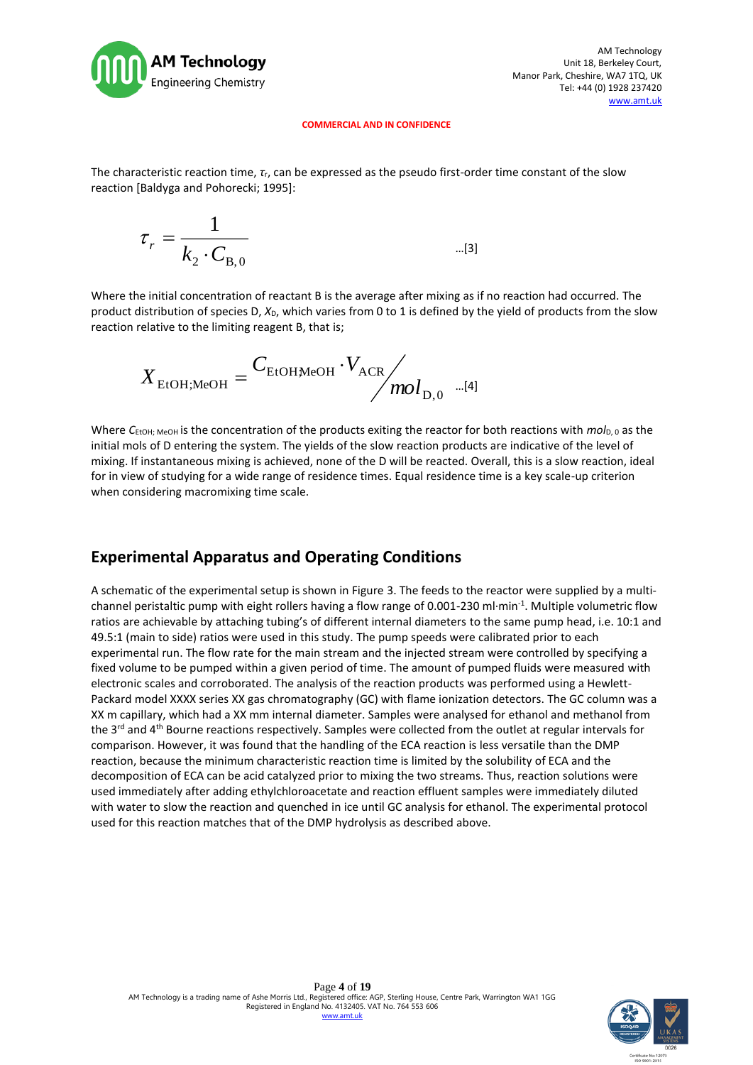**COMMERCIAL AND IN CONFIDENCE**

The characteristic reaction time, $\tau_r$, can be expressed as the pseudo first-order time constant of the slow reaction [Baldyga and Pohorecki; 1995]:

$$\tau_r = \frac{1}{k_2 \cdot C_{\mathrm{B},0}} \qquad \text{...[3]}$$

Where the initial concentration of reactant B is the average after mixing as if no reaction had occurred. The product distribution of species D, $X_D$, which varies from 0 to 1 is defined by the yield of products from the slow reaction relative to the limiting reagent B, that is;

$$X_{\mathrm{EtOH;MeOH}} = C_{\mathrm{EtOH;MeOH}} \cdot V_{\mathrm{ACR}} \big/ mol_{\mathrm{D},0} \qquad \text{...[4]}$$

Where $C_{\mathrm{EtOH;\,MeOH}}$ is the concentration of the products exiting the reactor for both reactions with $mol_{\mathrm{D},0}$ as the initial mols of D entering the system. The yields of the slow reaction products are indicative of the level of mixing. If instantaneous mixing is achieved, none of the D will be reacted. Overall, this is a slow reaction, ideal for in view of studying for a wide range of residence times. Equal residence time is a key scale-up criterion when considering macromixing time scale.

## Experimental Apparatus and Operating Conditions

A schematic of the experimental setup is shown in Figure 3. The feeds to the reactor were supplied by a multi-channel peristaltic pump with eight rollers having a flow range of 0.001-230 $\mathrm{ml \cdot min^{-1}}$. Multiple volumetric flow ratios are achievable by attaching tubing's of different internal diameters to the same pump head, i.e. 10:1 and 49.5:1 (main to side) ratios were used in this study. The pump speeds were calibrated prior to each experimental run. The flow rate for the main stream and the injected stream were controlled by specifying a fixed volume to be pumped within a given period of time. The amount of pumped fluids were measured with electronic scales and corroborated. The analysis of the reaction products was performed using a Hewlett-Packard model XXXX series XX gas chromatography (GC) with flame ionization detectors. The GC column was a XX m capillary, which had a XX mm internal diameter. Samples were analysed for ethanol and methanol from the 3rd and 4th Bourne reactions respectively. Samples were collected from the outlet at regular intervals for comparison. However, it was found that the handling of the ECA reaction is less versatile than the DMP reaction, because the minimum characteristic reaction time is limited by the solubility of ECA and the decomposition of ECA can be acid catalyzed prior to mixing the two streams. Thus, reaction solutions were used immediately after adding ethylchloroacetate and reaction effluent samples were immediately diluted with water to slow the reaction and quenched in ice until GC analysis for ethanol. The experimental protocol used for this reaction matches that of the DMP hydrolysis as described above.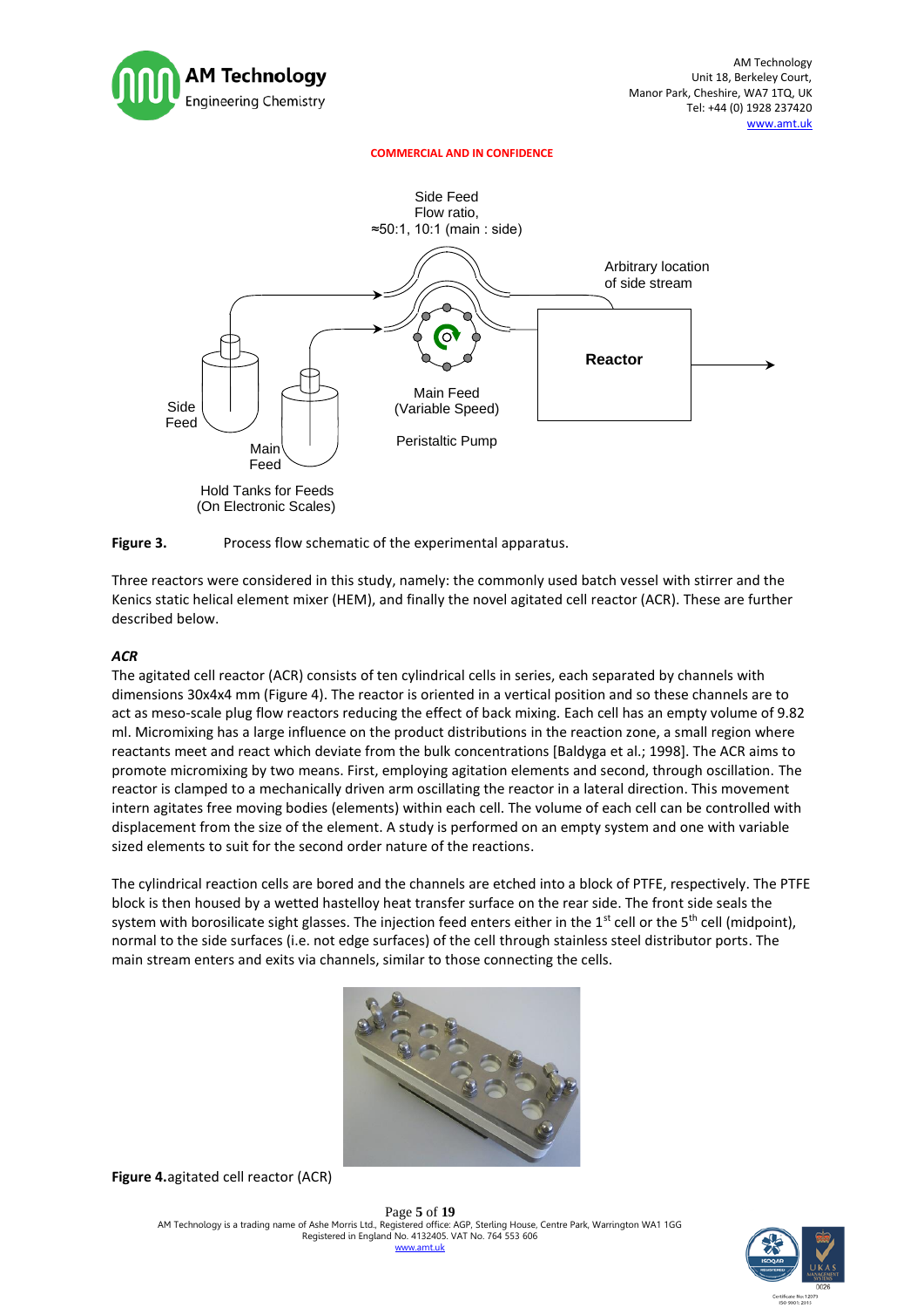COMMERCIAL AND IN CONFIDENCE

Side Feed
Flow ratio,
≈50:1, 10:1 (main : side)

Arbitrary location of side stream

Reactor

Side Feed

Main Feed

Main Feed (Variable Speed)

Peristaltic Pump

Hold Tanks for Feeds (On Electronic Scales)

**Figure 3.** Process flow schematic of the experimental apparatus.

Three reactors were considered in this study, namely: the commonly used batch vessel with stirrer and the Kenics static helical element mixer (HEM), and finally the novel agitated cell reactor (ACR). These are further described below.

### *ACR*

The agitated cell reactor (ACR) consists of ten cylindrical cells in series, each separated by channels with dimensions 30x4x4 mm (Figure 4). The reactor is oriented in a vertical position and so these channels are to act as meso-scale plug flow reactors reducing the effect of back mixing. Each cell has an empty volume of 9.82 ml. Micromixing has a large influence on the product distributions in the reaction zone, a small region where reactants meet and react which deviate from the bulk concentrations [Baldyga et al.; 1998]. The ACR aims to promote micromixing by two means. First, employing agitation elements and second, through oscillation. The reactor is clamped to a mechanically driven arm oscillating the reactor in a lateral direction. This movement intern agitates free moving bodies (elements) within each cell. The volume of each cell can be controlled with displacement from the size of the element. A study is performed on an empty system and one with variable sized elements to suit for the second order nature of the reactions.

The cylindrical reaction cells are bored and the channels are etched into a block of PTFE, respectively. The PTFE block is then housed by a wetted hastelloy heat transfer surface on the rear side. The front side seals the system with borosilicate sight glasses. The injection feed enters either in the 1st cell or the 5th cell (midpoint), normal to the side surfaces (i.e. not edge surfaces) of the cell through stainless steel distributor ports. The main stream enters and exits via channels, similar to those connecting the cells.

**Figure 4.** agitated cell reactor (ACR)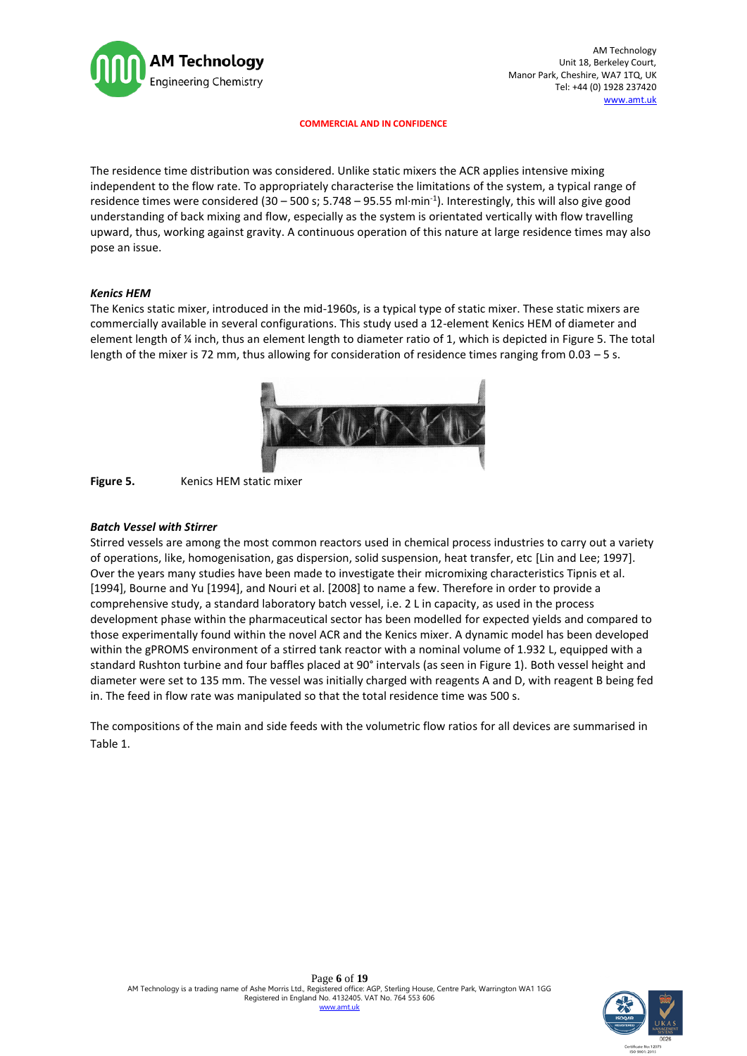**COMMERCIAL AND IN CONFIDENCE**

The residence time distribution was considered. Unlike static mixers the ACR applies intensive mixing independent to the flow rate. To appropriately characterise the limitations of the system, a typical range of residence times were considered (30 – 500 s; 5.748 – 95.55 ml·min$^{-1}$). Interestingly, this will also give good understanding of back mixing and flow, especially as the system is orientated vertically with flow travelling upward, thus, working against gravity. A continuous operation of this nature at large residence times may also pose an issue.

***Kenics HEM***

The Kenics static mixer, introduced in the mid-1960s, is a typical type of static mixer. These static mixers are commercially available in several configurations. This study used a 12-element Kenics HEM of diameter and element length of ¼ inch, thus an element length to diameter ratio of 1, which is depicted in Figure 5. The total length of the mixer is 72 mm, thus allowing for consideration of residence times ranging from 0.03 – 5 s.

**Figure 5.** Kenics HEM static mixer

***Batch Vessel with Stirrer***

Stirred vessels are among the most common reactors used in chemical process industries to carry out a variety of operations, like, homogenisation, gas dispersion, solid suspension, heat transfer, etc [Lin and Lee; 1997]. Over the years many studies have been made to investigate their micromixing characteristics Tipnis et al. [1994], Bourne and Yu [1994], and Nouri et al. [2008] to name a few. Therefore in order to provide a comprehensive study, a standard laboratory batch vessel, i.e. 2 L in capacity, as used in the process development phase within the pharmaceutical sector has been modelled for expected yields and compared to those experimentally found within the novel ACR and the Kenics mixer. A dynamic model has been developed within the gPROMS environment of a stirred tank reactor with a nominal volume of 1.932 L, equipped with a standard Rushton turbine and four baffles placed at 90° intervals (as seen in Figure 1). Both vessel height and diameter were set to 135 mm. The vessel was initially charged with reagents A and D, with reagent B being fed in. The feed in flow rate was manipulated so that the total residence time was 500 s.

The compositions of the main and side feeds with the volumetric flow ratios for all devices are summarised in Table 1.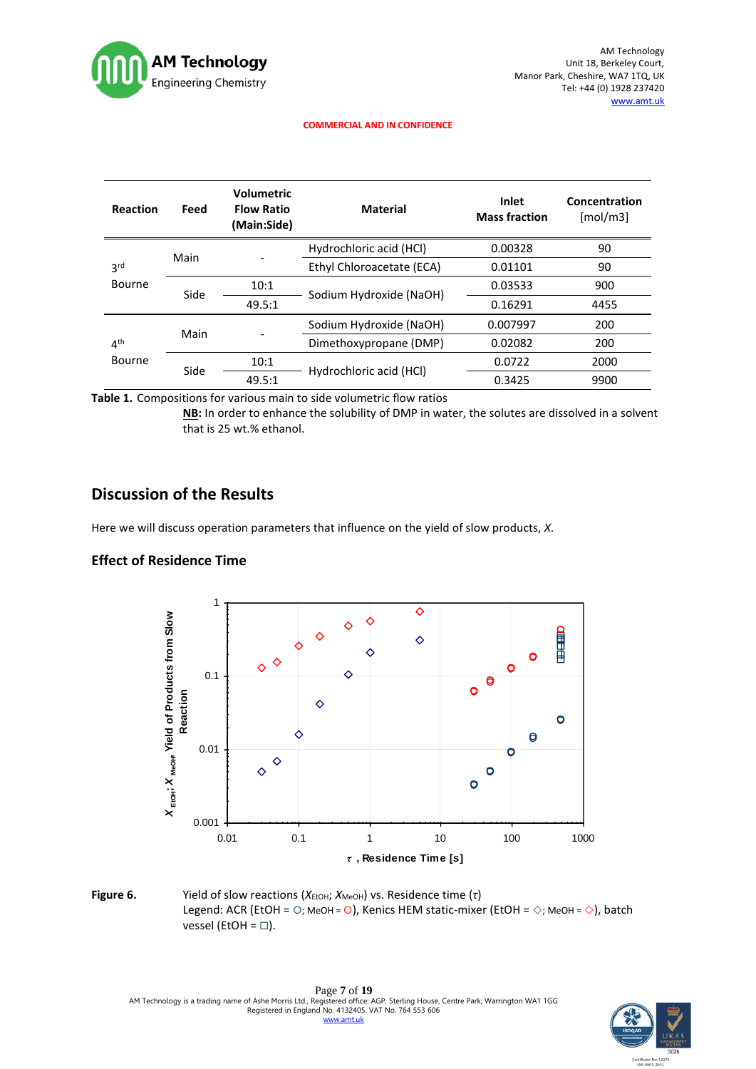COMMERCIAL AND IN CONFIDENCE

| Reaction | Feed | Volumetric Flow Ratio (Main:Side) | Material | Inlet Mass fraction | Concentration [mol/m3] |
|---|---|---|---|---|---|
| 3rd Bourne | Main | - | Hydrochloric acid (HCl) | 0.00328 | 90 |
| | | | Ethyl Chloroacetate (ECA) | 0.01101 | 90 |
| | Side | 10:1 | Sodium Hydroxide (NaOH) | 0.03533 | 900 |
| | | 49.5:1 | | 0.16291 | 4455 |
| 4th Bourne | Main | - | Sodium Hydroxide (NaOH) | 0.007997 | 200 |
| | | | Dimethoxypropane (DMP) | 0.02082 | 200 |
| | Side | 10:1 | Hydrochloric acid (HCl) | 0.0722 | 2000 |
| | | 49.5:1 | | 0.3425 | 9900 |

**Table 1.** Compositions for various main to side volumetric flow ratios

**NB:** In order to enhance the solubility of DMP in water, the solutes are dissolved in a solvent that is 25 wt.% ethanol.

## Discussion of the Results

Here we will discuss operation parameters that influence on the yield of slow products, *X*.

### Effect of Residence Time

**Figure 6.** Yield of slow reactions ($X_{EtOH}$; $X_{MeOH}$) vs. Residence time ($\tau$)
Legend: ACR (EtOH = ○; MeOH = ○), Kenics HEM static-mixer (EtOH = ◇; MeOH = ◇), batch vessel (EtOH = □).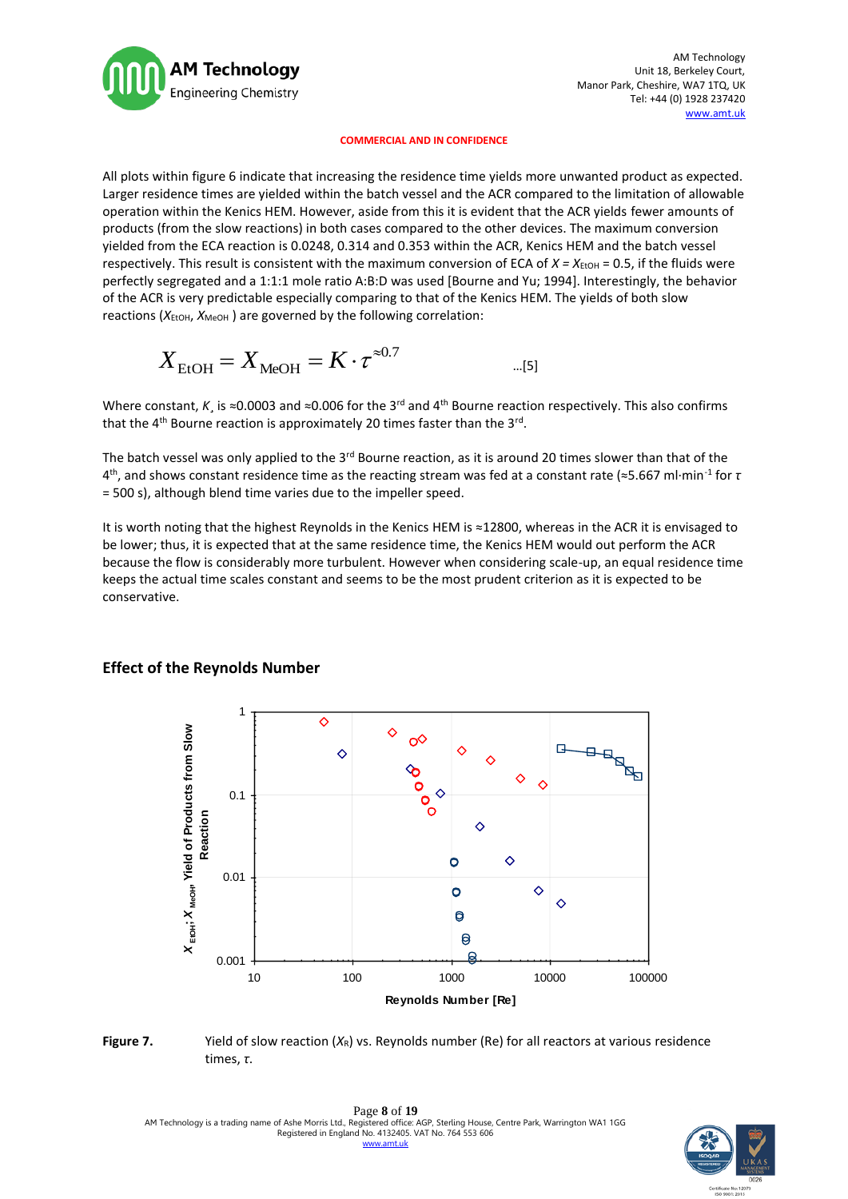COMMERCIAL AND IN CONFIDENCE

All plots within figure 6 indicate that increasing the residence time yields more unwanted product as expected. Larger residence times are yielded within the batch vessel and the ACR compared to the limitation of allowable operation within the Kenics HEM. However, aside from this it is evident that the ACR yields fewer amounts of products (from the slow reactions) in both cases compared to the other devices. The maximum conversion yielded from the ECA reaction is 0.0248, 0.314 and 0.353 within the ACR, Kenics HEM and the batch vessel respectively. This result is consistent with the maximum conversion of ECA of $X = X_{EtOH} = 0.5$, if the fluids were perfectly segregated and a 1:1:1 mole ratio A:B:D was used [Bourne and Yu; 1994]. Interestingly, the behavior of the ACR is very predictable especially comparing to that of the Kenics HEM. The yields of both slow reactions ($X_{EtOH}$, $X_{MeOH}$ ) are governed by the following correlation:

$$X_{\text{EtOH}} = X_{\text{MeOH}} = K \cdot \tau^{\approx 0.7} \qquad \text{...[5]}$$

Where constant, $K$, is ≈0.0003 and ≈0.006 for the 3rd and 4th Bourne reaction respectively. This also confirms that the 4th Bourne reaction is approximately 20 times faster than the 3rd.

The batch vessel was only applied to the 3rd Bourne reaction, as it is around 20 times slower than that of the 4th, and shows constant residence time as the reacting stream was fed at a constant rate (≈5.667 ml·min$^{-1}$ for $\tau$ = 500 s), although blend time varies due to the impeller speed.

It is worth noting that the highest Reynolds in the Kenics HEM is ≈12800, whereas in the ACR it is envisaged to be lower; thus, it is expected that at the same residence time, the Kenics HEM would out perform the ACR because the flow is considerably more turbulent. However when considering scale-up, an equal residence time keeps the actual time scales constant and seems to be the most prudent criterion as it is expected to be conservative.

## Effect of the Reynolds Number

**Figure 7.** Yield of slow reaction ($X_R$) vs. Reynolds number (Re) for all reactors at various residence times, $\tau$.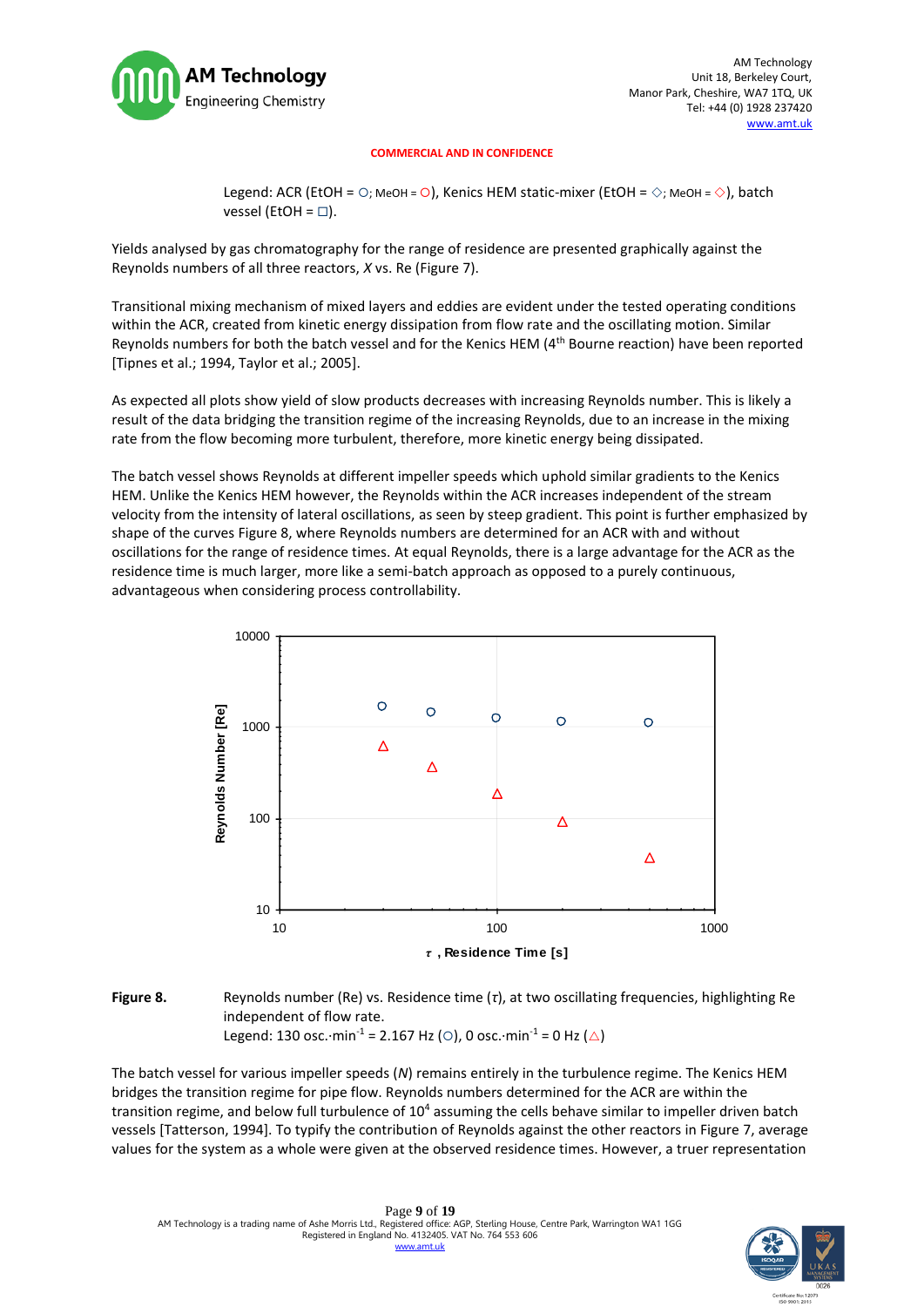COMMERCIAL AND IN CONFIDENCE

Legend: ACR (EtOH = ○; MeOH = ○), Kenics HEM static-mixer (EtOH = ◇; MeOH = ◇), batch vessel (EtOH = □).

Yields analysed by gas chromatography for the range of residence are presented graphically against the Reynolds numbers of all three reactors, *X* vs. Re (Figure 7).

Transitional mixing mechanism of mixed layers and eddies are evident under the tested operating conditions within the ACR, created from kinetic energy dissipation from flow rate and the oscillating motion. Similar Reynolds numbers for both the batch vessel and for the Kenics HEM (4th Bourne reaction) have been reported [Tipnes et al.; 1994, Taylor et al.; 2005].

As expected all plots show yield of slow products decreases with increasing Reynolds number. This is likely a result of the data bridging the transition regime of the increasing Reynolds, due to an increase in the mixing rate from the flow becoming more turbulent, therefore, more kinetic energy being dissipated.

The batch vessel shows Reynolds at different impeller speeds which uphold similar gradients to the Kenics HEM. Unlike the Kenics HEM however, the Reynolds within the ACR increases independent of the stream velocity from the intensity of lateral oscillations, as seen by steep gradient. This point is further emphasized by shape of the curves Figure 8, where Reynolds numbers are determined for an ACR with and without oscillations for the range of residence times. At equal Reynolds, there is a large advantage for the ACR as the residence time is much larger, more like a semi-batch approach as opposed to a purely continuous, advantageous when considering process controllability.

**Figure 8.** Reynolds number (Re) vs. Residence time ($\tau$), at two oscillating frequencies, highlighting Re independent of flow rate.
Legend: 130 osc.·min$^{-1}$ = 2.167 Hz (○), 0 osc.·min$^{-1}$ = 0 Hz (△)

The batch vessel for various impeller speeds (*N*) remains entirely in the turbulence regime. The Kenics HEM bridges the transition regime for pipe flow. Reynolds numbers determined for the ACR are within the transition regime, and below full turbulence of $10^4$ assuming the cells behave similar to impeller driven batch vessels [Tatterson, 1994]. To typify the contribution of Reynolds against the other reactors in Figure 7, average values for the system as a whole were given at the observed residence times. However, a truer representation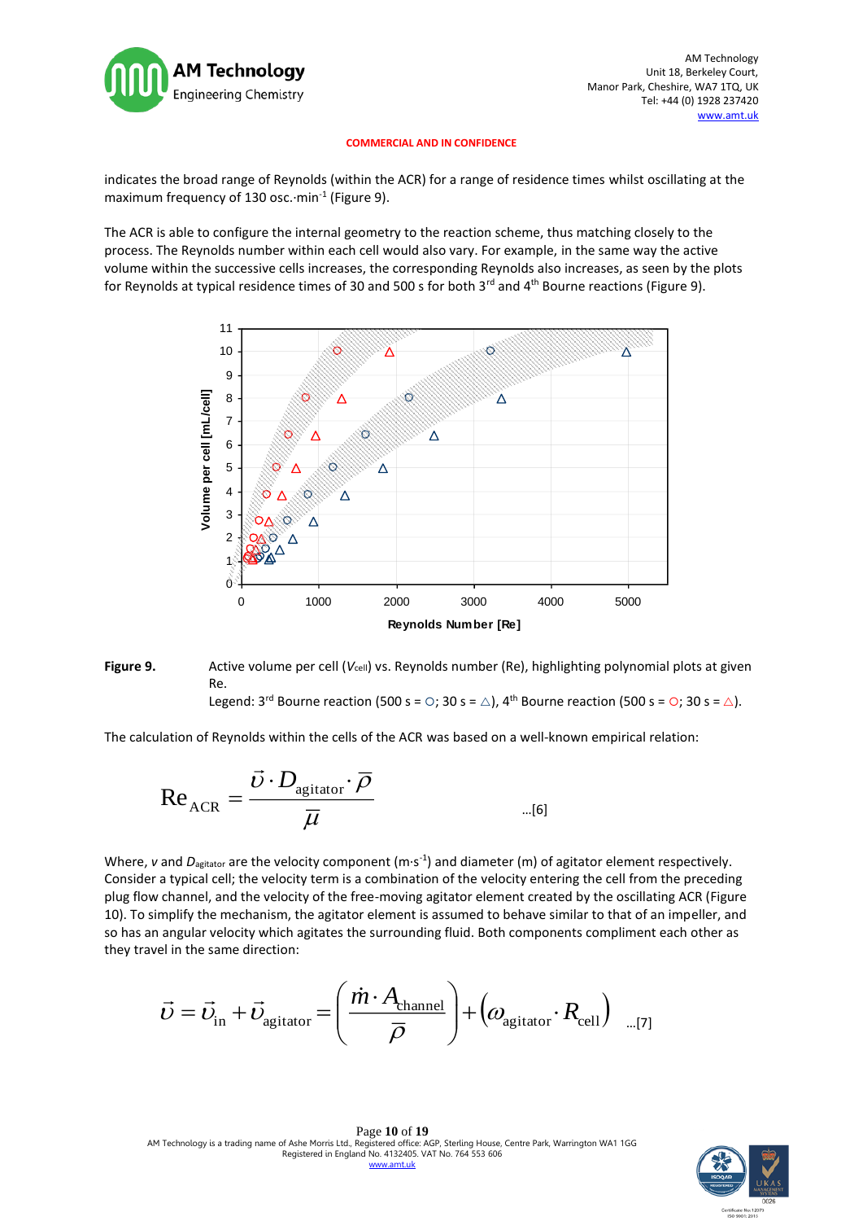indicates the broad range of Reynolds (within the ACR) for a range of residence times whilst oscillating at the maximum frequency of 130 osc.·min$^{-1}$ (Figure 9).

The ACR is able to configure the internal geometry to the reaction scheme, thus matching closely to the process. The Reynolds number within each cell would also vary. For example, in the same way the active volume within the successive cells increases, the corresponding Reynolds also increases, as seen by the plots for Reynolds at typical residence times of 30 and 500 s for both 3rd and 4th Bourne reactions (Figure 9).

**Figure 9.** Active volume per cell ($V_{cell}$) vs. Reynolds number (Re), highlighting polynomial plots at given Re.
Legend: 3rd Bourne reaction (500 s = ○; 30 s = △), 4th Bourne reaction (500 s = ○; 30 s = △).

The calculation of Reynolds within the cells of the ACR was based on a well-known empirical relation:

$$\mathrm{Re}_{\mathrm{ACR}} = \frac{\vec{\upsilon} \cdot D_{\mathrm{agitator}} \cdot \overline{\rho}}{\overline{\mu}} \qquad \text{...[6]}$$

Where, $v$ and $D_{agitator}$ are the velocity component (m·s$^{-1}$) and diameter (m) of agitator element respectively. Consider a typical cell; the velocity term is a combination of the velocity entering the cell from the preceding plug flow channel, and the velocity of the free-moving agitator element created by the oscillating ACR (Figure 10). To simplify the mechanism, the agitator element is assumed to behave similar to that of an impeller, and so has an angular velocity which agitates the surrounding fluid. Both components compliment each other as they travel in the same direction:

$$\vec{\upsilon} = \vec{\upsilon}_{\mathrm{in}} + \vec{\upsilon}_{\mathrm{agitator}} = \left( \frac{\dot{m} \cdot A_{\mathrm{channel}}}{\rho} \right) + \left( \omega_{\mathrm{agitator}} \cdot R_{\mathrm{cell}} \right) \qquad \text{...[7]}$$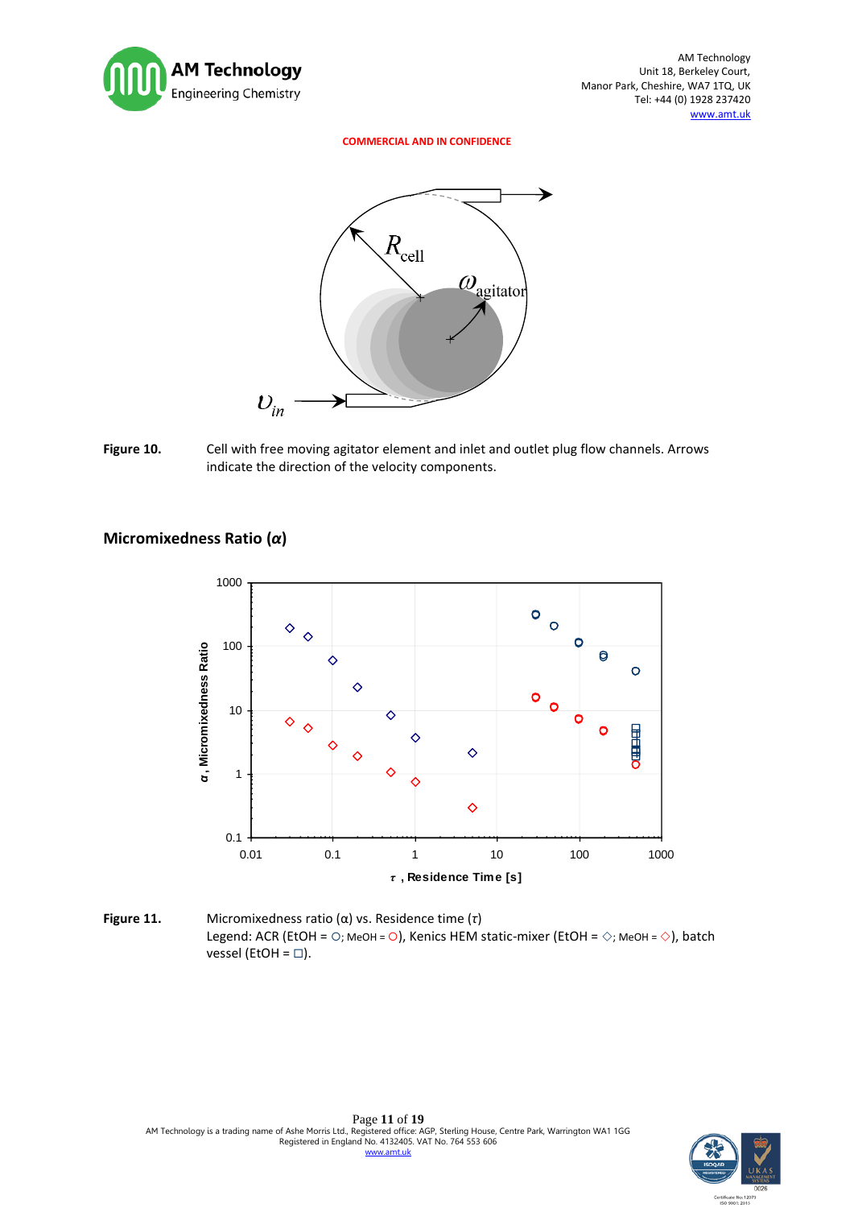COMMERCIAL AND IN CONFIDENCE

**Figure 10.** Cell with free moving agitator element and inlet and outlet plug flow channels. Arrows indicate the direction of the velocity components.

## Micromixedness Ratio ($\alpha$)

**Figure 11.** Micromixedness ratio ($\alpha$) vs. Residence time ($\tau$)
Legend: ACR (EtOH = ○; MeOH = ○), Kenics HEM static-mixer (EtOH = ◇; MeOH = ◇), batch vessel (EtOH = □).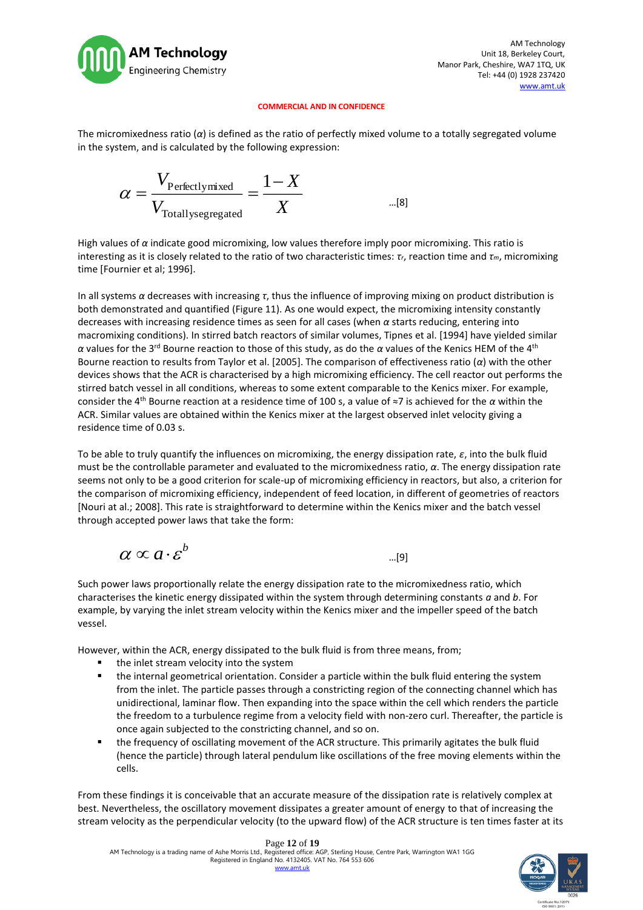COMMERCIAL AND IN CONFIDENCE

The micromixedness ratio ($\alpha$) is defined as the ratio of perfectly mixed volume to a totally segregated volume in the system, and is calculated by the following expression:

$$\alpha = \frac{V_{\text{Perfectly mixed}}}{V_{\text{Totally segregated}}} = \frac{1-X}{X} \qquad \text{...[8]}$$

High values of $\alpha$ indicate good micromixing, low values therefore imply poor micromixing. This ratio is interesting as it is closely related to the ratio of two characteristic times: $\tau_r$, reaction time and $\tau_m$, micromixing time [Fournier et al; 1996].

In all systems $\alpha$ decreases with increasing $\tau$, thus the influence of improving mixing on product distribution is both demonstrated and quantified (Figure 11). As one would expect, the micromixing intensity constantly decreases with increasing residence times as seen for all cases (when $\alpha$ starts reducing, entering into macromixing conditions). In stirred batch reactors of similar volumes, Tipnes et al. [1994] have yielded similar $\alpha$ values for the 3rd Bourne reaction to those of this study, as do the $\alpha$ values of the Kenics HEM of the 4th Bourne reaction to results from Taylor et al. [2005]. The comparison of effectiveness ratio ($\alpha$) with the other devices shows that the ACR is characterised by a high micromixing efficiency. The cell reactor out performs the stirred batch vessel in all conditions, whereas to some extent comparable to the Kenics mixer. For example, consider the 4th Bourne reaction at a residence time of 100 s, a value of ≈7 is achieved for the $\alpha$ within the ACR. Similar values are obtained within the Kenics mixer at the largest observed inlet velocity giving a residence time of 0.03 s.

To be able to truly quantify the influences on micromixing, the energy dissipation rate, $\varepsilon$, into the bulk fluid must be the controllable parameter and evaluated to the micromixedness ratio, $\alpha$. The energy dissipation rate seems not only to be a good criterion for scale-up of micromixing efficiency in reactors, but also, a criterion for the comparison of micromixing efficiency, independent of feed location, in different of geometries of reactors [Nouri at al.; 2008]. This rate is straightforward to determine within the Kenics mixer and the batch vessel through accepted power laws that take the form:

$$\alpha \propto a \cdot \varepsilon^{b} \qquad \text{...[9]}$$

Such power laws proportionally relate the energy dissipation rate to the micromixedness ratio, which characterises the kinetic energy dissipated within the system through determining constants $a$ and $b$. For example, by varying the inlet stream velocity within the Kenics mixer and the impeller speed of the batch vessel.

However, within the ACR, energy dissipated to the bulk fluid is from three means, from;

- the inlet stream velocity into the system
- the internal geometrical orientation. Consider a particle within the bulk fluid entering the system from the inlet. The particle passes through a constricting region of the connecting channel which has unidirectional, laminar flow. Then expanding into the space within the cell which renders the particle the freedom to a turbulence regime from a velocity field with non-zero curl. Thereafter, the particle is once again subjected to the constricting channel, and so on.
- the frequency of oscillating movement of the ACR structure. This primarily agitates the bulk fluid (hence the particle) through lateral pendulum like oscillations of the free moving elements within the cells.

From these findings it is conceivable that an accurate measure of the dissipation rate is relatively complex at best. Nevertheless, the oscillatory movement dissipates a greater amount of energy to that of increasing the stream velocity as the perpendicular velocity (to the upward flow) of the ACR structure is ten times faster at its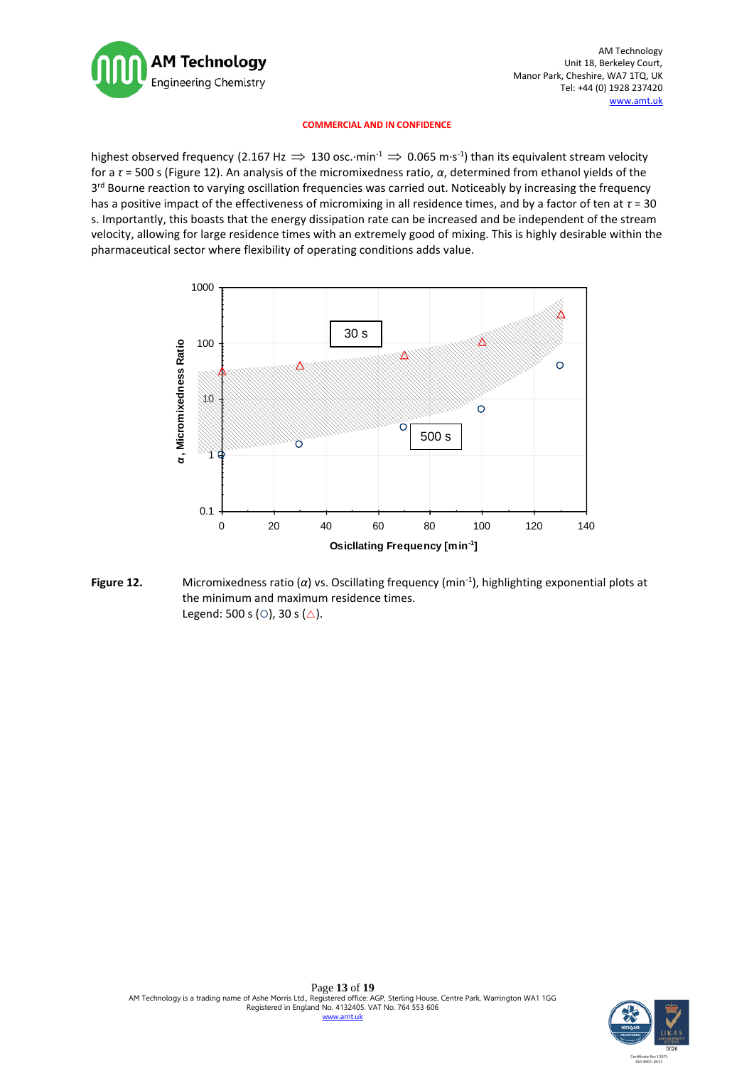COMMERCIAL AND IN CONFIDENCE

highest observed frequency (2.167 Hz $\Rightarrow$ 130 osc.·min$^{-1}$ $\Rightarrow$ 0.065 m·s$^{-1}$) than its equivalent stream velocity for a $\tau$ = 500 s (Figure 12). An analysis of the micromixedness ratio, $\alpha$, determined from ethanol yields of the 3$^{rd}$ Bourne reaction to varying oscillation frequencies was carried out. Noticeably by increasing the frequency has a positive impact of the effectiveness of micromixing in all residence times, and by a factor of ten at $\tau$ = 30 s. Importantly, this boasts that the energy dissipation rate can be increased and be independent of the stream velocity, allowing for large residence times with an extremely good of mixing. This is highly desirable within the pharmaceutical sector where flexibility of operating conditions adds value.

**Figure 12.** Micromixedness ratio ($\alpha$) vs. Oscillating frequency (min$^{-1}$), highlighting exponential plots at the minimum and maximum residence times.
Legend: 500 s (○), 30 s (△).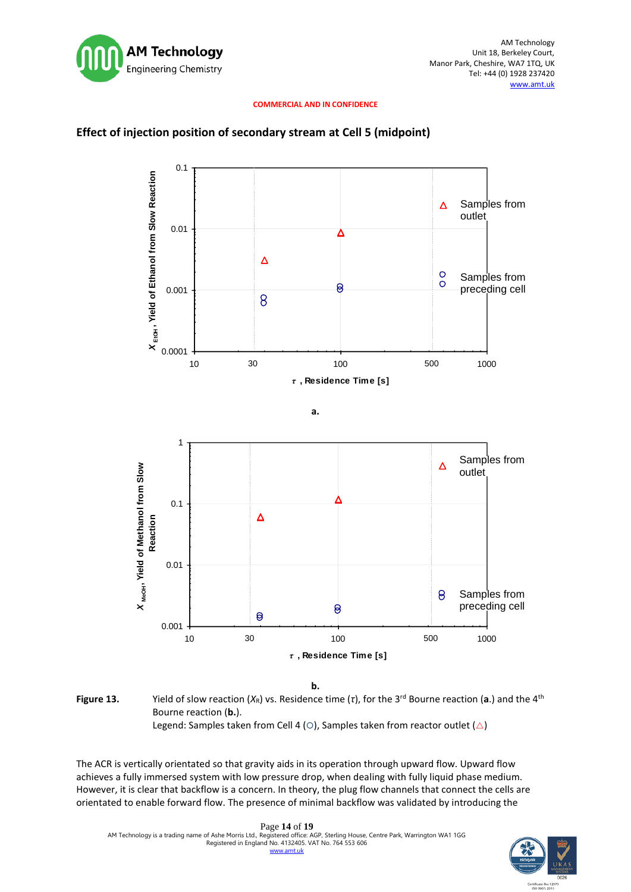COMMERCIAL AND IN CONFIDENCE

### Effect of injection position of secondary stream at Cell 5 (midpoint)

a.

b.

**Figure 13.** Yield of slow reaction ($X_R$) vs. Residence time ($\tau$), for the 3rd Bourne reaction (**a**.) and the 4th Bourne reaction (**b.**).
Legend: Samples taken from Cell 4 (○), Samples taken from reactor outlet (△)

The ACR is vertically orientated so that gravity aids in its operation through upward flow. Upward flow achieves a fully immersed system with low pressure drop, when dealing with fully liquid phase medium. However, it is clear that backflow is a concern. In theory, the plug flow channels that connect the cells are orientated to enable forward flow. The presence of minimal backflow was validated by introducing the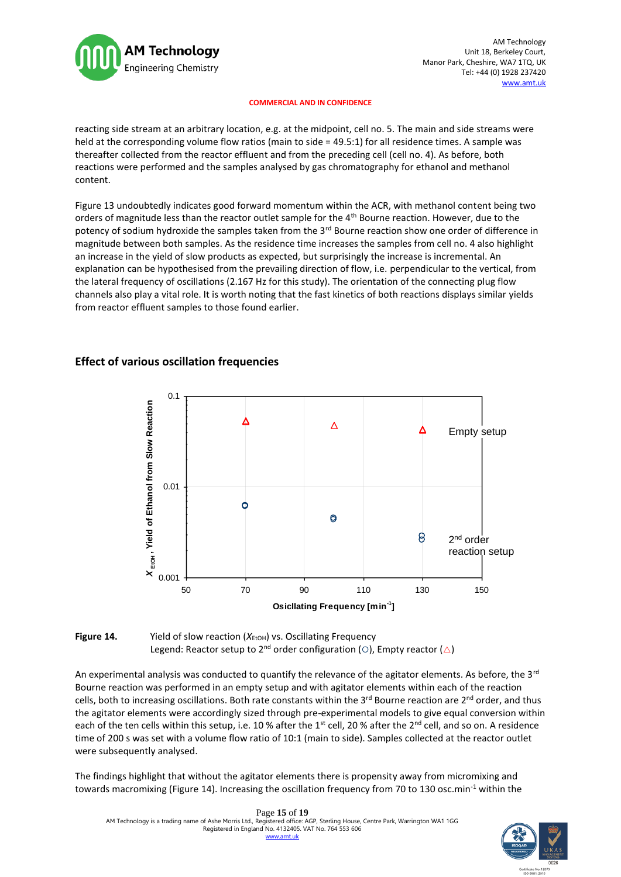COMMERCIAL AND IN CONFIDENCE

reacting side stream at an arbitrary location, e.g. at the midpoint, cell no. 5. The main and side streams were held at the corresponding volume flow ratios (main to side = 49.5:1) for all residence times. A sample was thereafter collected from the reactor effluent and from the preceding cell (cell no. 4). As before, both reactions were performed and the samples analysed by gas chromatography for ethanol and methanol content.

Figure 13 undoubtedly indicates good forward momentum within the ACR, with methanol content being two orders of magnitude less than the reactor outlet sample for the 4th Bourne reaction. However, due to the potency of sodium hydroxide the samples taken from the 3rd Bourne reaction show one order of difference in magnitude between both samples. As the residence time increases the samples from cell no. 4 also highlight an increase in the yield of slow products as expected, but surprisingly the increase is incremental. An explanation can be hypothesised from the prevailing direction of flow, i.e. perpendicular to the vertical, from the lateral frequency of oscillations (2.167 Hz for this study). The orientation of the connecting plug flow channels also play a vital role. It is worth noting that the fast kinetics of both reactions displays similar yields from reactor effluent samples to those found earlier.

## Effect of various oscillation frequencies

**Figure 14.** Yield of slow reaction ($X_{EtOH}$) vs. Oscillating Frequency
Legend: Reactor setup to 2nd order configuration (○), Empty reactor (△)

An experimental analysis was conducted to quantify the relevance of the agitator elements. As before, the 3rd Bourne reaction was performed in an empty setup and with agitator elements within each of the reaction cells, both to increasing oscillations. Both rate constants within the 3rd Bourne reaction are 2nd order, and thus the agitator elements were accordingly sized through pre-experimental models to give equal conversion within each of the ten cells within this setup, i.e. 10 % after the 1st cell, 20 % after the 2nd cell, and so on. A residence time of 200 s was set with a volume flow ratio of 10:1 (main to side). Samples collected at the reactor outlet were subsequently analysed.

The findings highlight that without the agitator elements there is propensity away from micromixing and towards macromixing (Figure 14). Increasing the oscillation frequency from 70 to 130 osc.min$^{-1}$ within the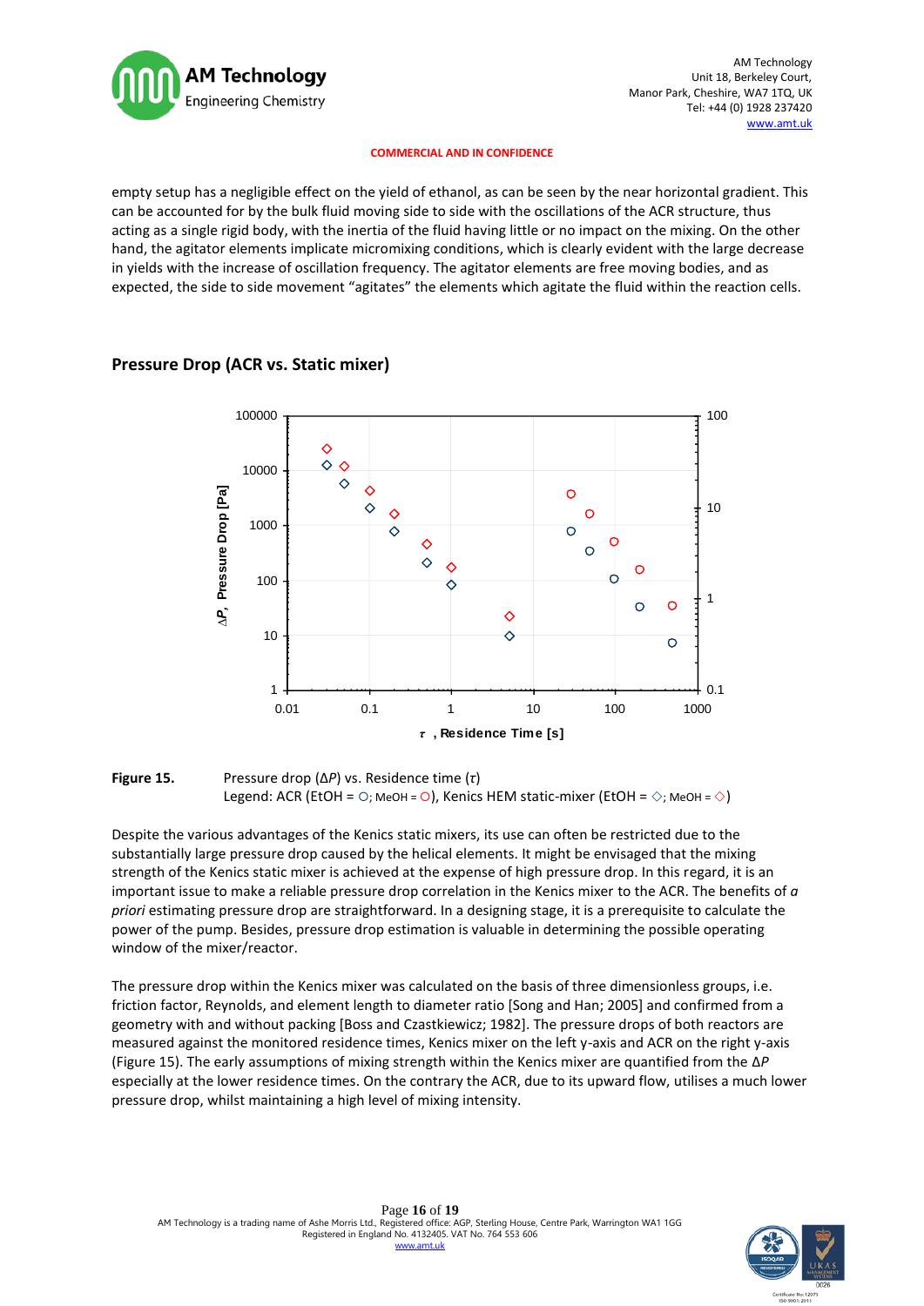COMMERCIAL AND IN CONFIDENCE

empty setup has a negligible effect on the yield of ethanol, as can be seen by the near horizontal gradient. This can be accounted for by the bulk fluid moving side to side with the oscillations of the ACR structure, thus acting as a single rigid body, with the inertia of the fluid having little or no impact on the mixing. On the other hand, the agitator elements implicate micromixing conditions, which is clearly evident with the large decrease in yields with the increase of oscillation frequency. The agitator elements are free moving bodies, and as expected, the side to side movement "agitates" the elements which agitate the fluid within the reaction cells.

## Pressure Drop (ACR vs. Static mixer)

**Figure 15.** Pressure drop ($\Delta P$) vs. Residence time ($\tau$)
Legend: ACR (EtOH = ○; MeOH = ○), Kenics HEM static-mixer (EtOH = ◇; MeOH = ◇)

Despite the various advantages of the Kenics static mixers, its use can often be restricted due to the substantially large pressure drop caused by the helical elements. It might be envisaged that the mixing strength of the Kenics static mixer is achieved at the expense of high pressure drop. In this regard, it is an important issue to make a reliable pressure drop correlation in the Kenics mixer to the ACR. The benefits of *a priori* estimating pressure drop are straightforward. In a designing stage, it is a prerequisite to calculate the power of the pump. Besides, pressure drop estimation is valuable in determining the possible operating window of the mixer/reactor.

The pressure drop within the Kenics mixer was calculated on the basis of three dimensionless groups, i.e. friction factor, Reynolds, and element length to diameter ratio [Song and Han; 2005] and confirmed from a geometry with and without packing [Boss and Czastkiewicz; 1982]. The pressure drops of both reactors are measured against the monitored residence times, Kenics mixer on the left y-axis and ACR on the right y-axis (Figure 15). The early assumptions of mixing strength within the Kenics mixer are quantified from the $\Delta P$ especially at the lower residence times. On the contrary the ACR, due to its upward flow, utilises a much lower pressure drop, whilst maintaining a high level of mixing intensity.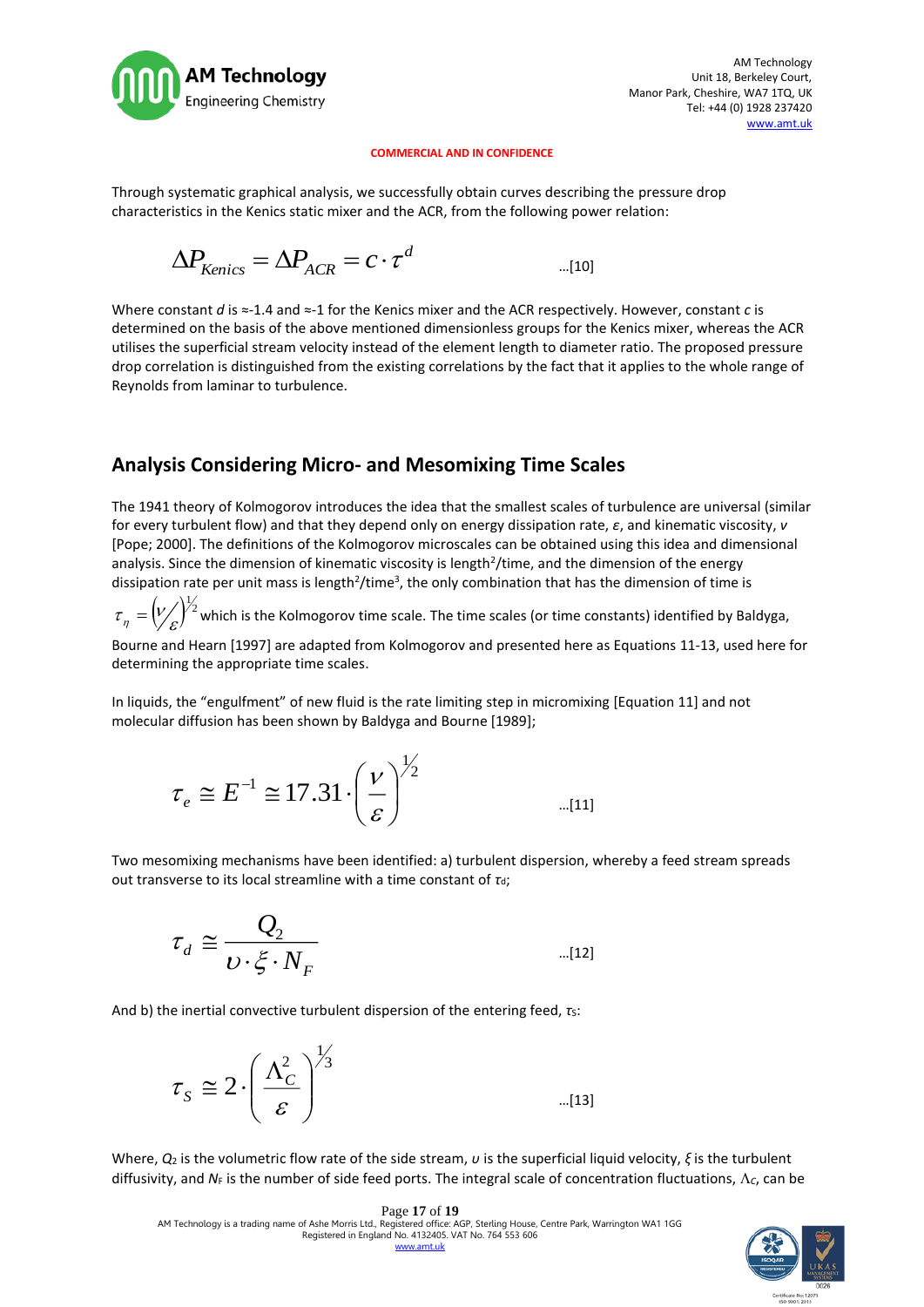COMMERCIAL AND IN CONFIDENCE

Through systematic graphical analysis, we successfully obtain curves describing the pressure drop characteristics in the Kenics static mixer and the ACR, from the following power relation:

$$\Delta P_{Kenics} = \Delta P_{ACR} = c \cdot \tau^{d} \qquad \text{...[10]}$$

Where constant $d$ is ≈-1.4 and ≈-1 for the Kenics mixer and the ACR respectively. However, constant $c$ is determined on the basis of the above mentioned dimensionless groups for the Kenics mixer, whereas the ACR utilises the superficial stream velocity instead of the element length to diameter ratio. The proposed pressure drop correlation is distinguished from the existing correlations by the fact that it applies to the whole range of Reynolds from laminar to turbulence.

## Analysis Considering Micro- and Mesomixing Time Scales

The 1941 theory of Kolmogorov introduces the idea that the smallest scales of turbulence are universal (similar for every turbulent flow) and that they depend only on energy dissipation rate, $\varepsilon$, and kinematic viscosity, $v$ [Pope; 2000]. The definitions of the Kolmogorov microscales can be obtained using this idea and dimensional analysis. Since the dimension of kinematic viscosity is length$^2$/time, and the dimension of the energy dissipation rate per unit mass is length$^2$/time$^3$, the only combination that has the dimension of time is $\tau_{\eta} = \left( \nu / \varepsilon \right)^{1/2}$ which is the Kolmogorov time scale. The time scales (or time constants) identified by Baldyga, Bourne and Hearn [1997] are adapted from Kolmogorov and presented here as Equations 11-13, used here for determining the appropriate time scales.

In liquids, the "engulfment" of new fluid is the rate limiting step in micromixing [Equation 11] and not molecular diffusion has been shown by Baldyga and Bourne [1989];

$$\tau_e \cong E^{-1} \cong 17.31 \cdot \left( \frac{\nu}{\varepsilon} \right)^{1/2} \qquad \text{...[11]}$$

Two mesomixing mechanisms have been identified: a) turbulent dispersion, whereby a feed stream spreads out transverse to its local streamline with a time constant of $\tau_d$;

$$\tau_d \cong \frac{Q_2}{\upsilon \cdot \xi \cdot N_F} \qquad \text{...[12]}$$

And b) the inertial convective turbulent dispersion of the entering feed, $\tau_S$:

$$\tau_S \cong 2 \cdot \left( \frac{\Lambda_C^2}{\varepsilon} \right)^{1/3} \qquad \text{...[13]}$$

Where, $Q_2$ is the volumetric flow rate of the side stream, $\upsilon$ is the superficial liquid velocity, $\xi$ is the turbulent diffusivity, and $N_F$ is the number of side feed ports. The integral scale of concentration fluctuations, $\Lambda_C$, can be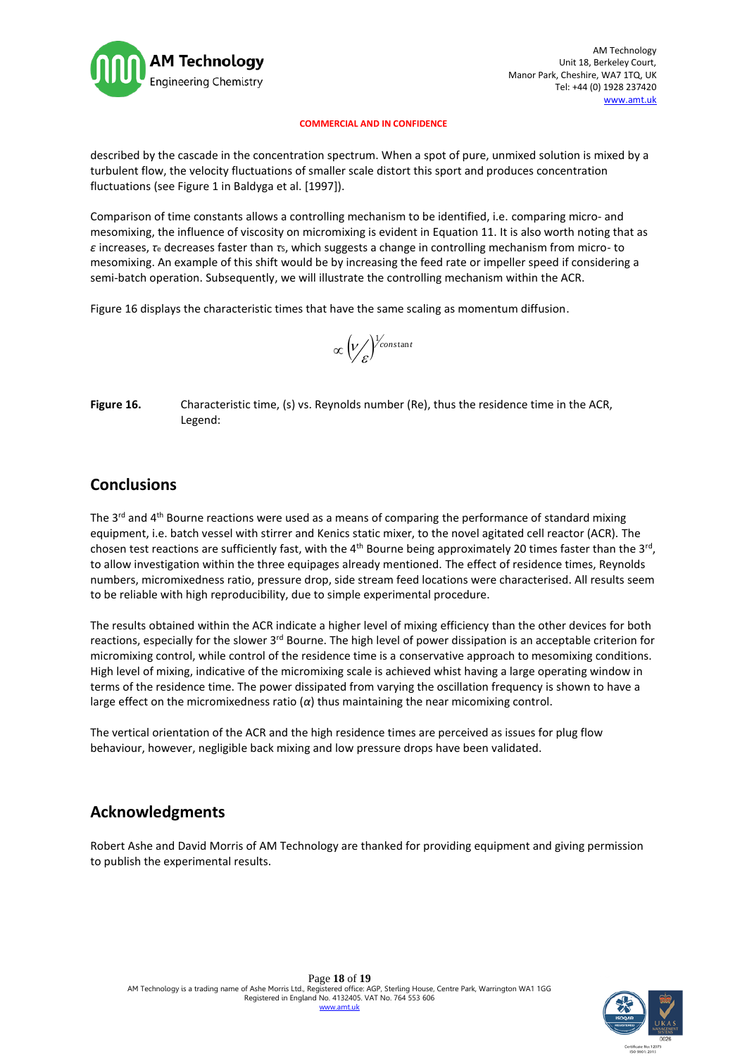described by the cascade in the concentration spectrum. When a spot of pure, unmixed solution is mixed by a turbulent flow, the velocity fluctuations of smaller scale distort this sport and produces concentration fluctuations (see Figure 1 in Baldyga et al. [1997]).

Comparison of time constants allows a controlling mechanism to be identified, i.e. comparing micro- and mesomixing, the influence of viscosity on micromixing is evident in Equation 11. It is also worth noting that as $\varepsilon$ increases, $\tau_e$ decreases faster than $\tau_s$, which suggests a change in controlling mechanism from micro- to mesomixing. An example of this shift would be by increasing the feed rate or impeller speed if considering a semi-batch operation. Subsequently, we will illustrate the controlling mechanism within the ACR.

Figure 16 displays the characteristic times that have the same scaling as momentum diffusion.

$$\propto \left( \nu / \varepsilon \right)^{1/constant}$$

**Figure 16.** Characteristic time, (s) vs. Reynolds number (Re), thus the residence time in the ACR, Legend:

## Conclusions

The 3rd and 4th Bourne reactions were used as a means of comparing the performance of standard mixing equipment, i.e. batch vessel with stirrer and Kenics static mixer, to the novel agitated cell reactor (ACR). The chosen test reactions are sufficiently fast, with the 4th Bourne being approximately 20 times faster than the 3rd, to allow investigation within the three equipages already mentioned. The effect of residence times, Reynolds numbers, micromixedness ratio, pressure drop, side stream feed locations were characterised. All results seem to be reliable with high reproducibility, due to simple experimental procedure.

The results obtained within the ACR indicate a higher level of mixing efficiency than the other devices for both reactions, especially for the slower 3rd Bourne. The high level of power dissipation is an acceptable criterion for micromixing control, while control of the residence time is a conservative approach to mesomixing conditions. High level of mixing, indicative of the micromixing scale is achieved whist having a large operating window in terms of the residence time. The power dissipated from varying the oscillation frequency is shown to have a large effect on the micromixedness ratio ($\alpha$) thus maintaining the near micomixing control.

The vertical orientation of the ACR and the high residence times are perceived as issues for plug flow behaviour, however, negligible back mixing and low pressure drops have been validated.

## Acknowledgments

Robert Ashe and David Morris of AM Technology are thanked for providing equipment and giving permission to publish the experimental results.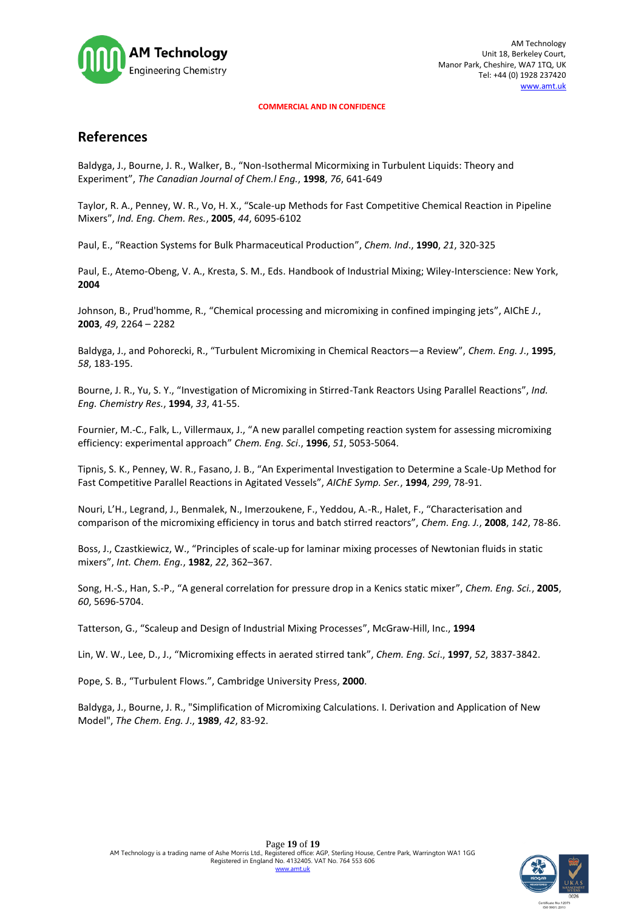COMMERCIAL AND IN CONFIDENCE

## References

Baldyga, J., Bourne, J. R., Walker, B., "Non-Isothermal Micormixing in Turbulent Liquids: Theory and Experiment", *The Canadian Journal of Chem.l Eng.*, **1998**, *76*, 641-649

Taylor, R. A., Penney, W. R., Vo, H. X., "Scale-up Methods for Fast Competitive Chemical Reaction in Pipeline Mixers", *Ind. Eng. Chem. Res.*, **2005**, *44*, 6095-6102

Paul, E., "Reaction Systems for Bulk Pharmaceutical Production", *Chem. Ind*., **1990**, *21*, 320-325

Paul, E., Atemo-Obeng, V. A., Kresta, S. M., Eds. Handbook of Industrial Mixing; Wiley-Interscience: New York, **2004**

Johnson, B., Prud'homme, R., "Chemical processing and micromixing in confined impinging jets", AIChE *J.*, **2003**, *49*, 2264 – 2282

Baldyga, J., and Pohorecki, R., "Turbulent Micromixing in Chemical Reactors—a Review", *Chem. Eng. J*., **1995**, *58*, 183-195.

Bourne, J. R., Yu, S. Y., "Investigation of Micromixing in Stirred-Tank Reactors Using Parallel Reactions", *Ind. Eng. Chemistry Res.*, **1994**, *33*, 41-55.

Fournier, M.-C., Falk, L., Villermaux, J., "A new parallel competing reaction system for assessing micromixing efficiency: experimental approach" *Chem. Eng. Sci*., **1996**, *51*, 5053-5064.

Tipnis, S. K., Penney, W. R., Fasano, J. B., "An Experimental Investigation to Determine a Scale-Up Method for Fast Competitive Parallel Reactions in Agitated Vessels", *AIChE Symp. Ser.*, **1994**, *299*, 78-91.

Nouri, L'H., Legrand, J., Benmalek, N., Imerzoukene, F., Yeddou, A.-R., Halet, F., "Characterisation and comparison of the micromixing efficiency in torus and batch stirred reactors", *Chem. Eng. J.*, **2008**, *142*, 78-86.

Boss, J., Czastkiewicz, W., "Principles of scale-up for laminar mixing processes of Newtonian fluids in static mixers", *Int. Chem. Eng.*, **1982**, *22*, 362–367.

Song, H.-S., Han, S.-P., "A general correlation for pressure drop in a Kenics static mixer", *Chem. Eng. Sci.*, **2005**, *60*, 5696-5704.

Tatterson, G., "Scaleup and Design of Industrial Mixing Processes", McGraw-Hill, Inc., **1994**

Lin, W. W., Lee, D., J., "Micromixing effects in aerated stirred tank", *Chem. Eng. Sci*., **1997**, *52*, 3837-3842.

Pope, S. B., "Turbulent Flows.", Cambridge University Press, **2000**.

Baldyga, J., Bourne, J. R., "Simplification of Micromixing Calculations. I. Derivation and Application of New Model", *The Chem. Eng. J*., **1989**, *42*, 83-92.